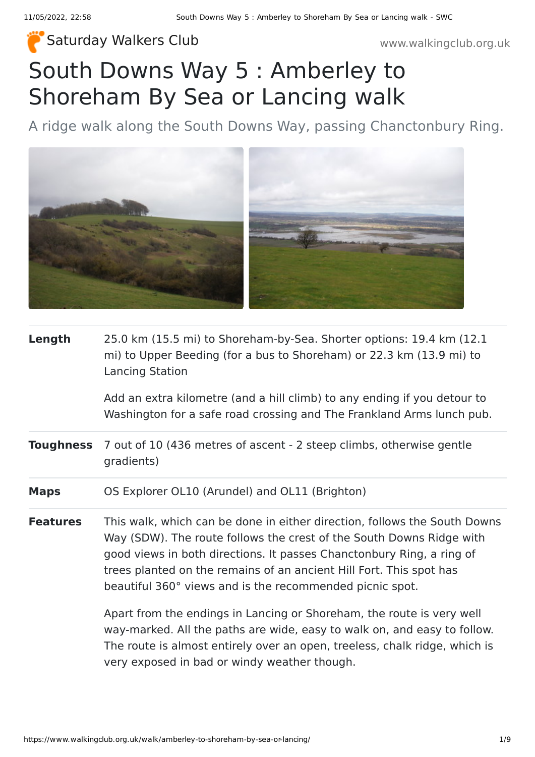Saturday Walkers Club

www.walkingclub.org.uk

# South Downs Way 5 : Amberley to Shoreham By Sea or Lancing walk

A ridge walk along the South Downs Way, passing Chanctonbury Ring.

| | |
|---|---|
| **Length** | 25.0 km (15.5 mi) to Shoreham-by-Sea. Shorter options: 19.4 km (12.1 mi) to Upper Beeding (for a bus to Shoreham) or 22.3 km (13.9 mi) to Lancing Station<br><br>Add an extra kilometre (and a hill climb) to any ending if you detour to Washington for a safe road crossing and The Frankland Arms lunch pub. |
| **Toughness** | 7 out of 10 (436 metres of ascent - 2 steep climbs, otherwise gentle gradients) |
| **Maps** | OS Explorer OL10 (Arundel) and OL11 (Brighton) |
| **Features** | This walk, which can be done in either direction, follows the South Downs Way (SDW). The route follows the crest of the South Downs Ridge with good views in both directions. It passes Chanctonbury Ring, a ring of trees planted on the remains of an ancient Hill Fort. This spot has beautiful 360° views and is the recommended picnic spot.<br><br>Apart from the endings in Lancing or Shoreham, the route is very well way-marked. All the paths are wide, easy to walk on, and easy to follow. The route is almost entirely over an open, treeless, chalk ridge, which is very exposed in bad or windy weather though. |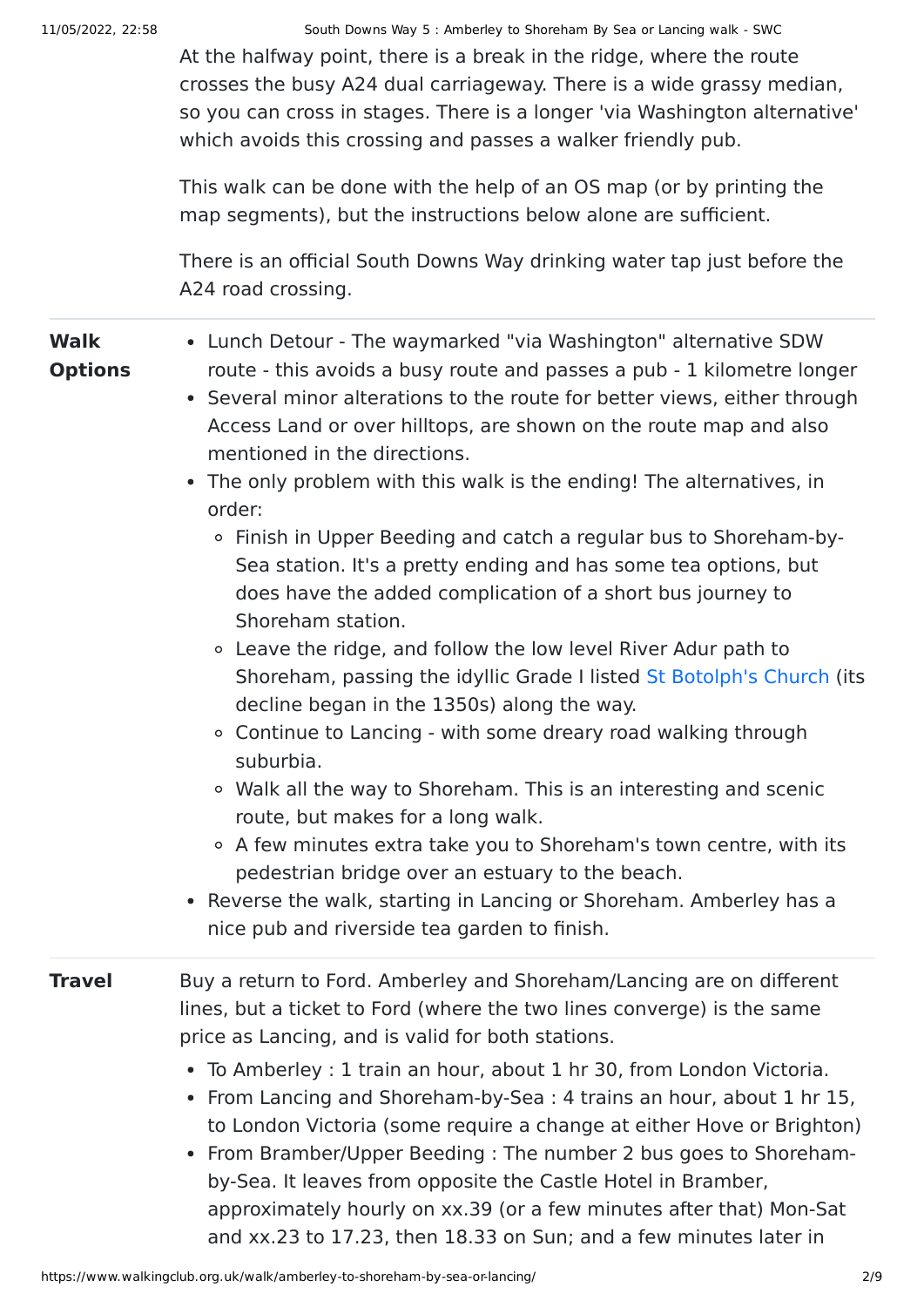At the halfway point, there is a break in the ridge, where the route crosses the busy A24 dual carriageway. There is a wide grassy median, so you can cross in stages. There is a longer 'via Washington alternative' which avoids this crossing and passes a walker friendly pub.

This walk can be done with the help of an OS map (or by printing the map segments), but the instructions below alone are sufficient.

There is an official South Downs Way drinking water tap just before the A24 road crossing.

**Walk Options**

- Lunch Detour - The waymarked "via Washington" alternative SDW route - this avoids a busy route and passes a pub - 1 kilometre longer
- Several minor alterations to the route for better views, either through Access Land or over hilltops, are shown on the route map and also mentioned in the directions.
- The only problem with this walk is the ending! The alternatives, in order:
  - Finish in Upper Beeding and catch a regular bus to Shoreham-by-Sea station. It's a pretty ending and has some tea options, but does have the added complication of a short bus journey to Shoreham station.
  - Leave the ridge, and follow the low level River Adur path to Shoreham, passing the idyllic Grade I listed St Botolph's Church (its decline began in the 1350s) along the way.
  - Continue to Lancing - with some dreary road walking through suburbia.
  - Walk all the way to Shoreham. This is an interesting and scenic route, but makes for a long walk.
  - A few minutes extra take you to Shoreham's town centre, with its pedestrian bridge over an estuary to the beach.
- Reverse the walk, starting in Lancing or Shoreham. Amberley has a nice pub and riverside tea garden to finish.

**Travel**

Buy a return to Ford. Amberley and Shoreham/Lancing are on different lines, but a ticket to Ford (where the two lines converge) is the same price as Lancing, and is valid for both stations.

- To Amberley : 1 train an hour, about 1 hr 30, from London Victoria.
- From Lancing and Shoreham-by-Sea : 4 trains an hour, about 1 hr 15, to London Victoria (some require a change at either Hove or Brighton)
- From Bramber/Upper Beeding : The number 2 bus goes to Shoreham-by-Sea. It leaves from opposite the Castle Hotel in Bramber, approximately hourly on xx.39 (or a few minutes after that) Mon-Sat and xx.23 to 17.23, then 18.33 on Sun; and a few minutes later in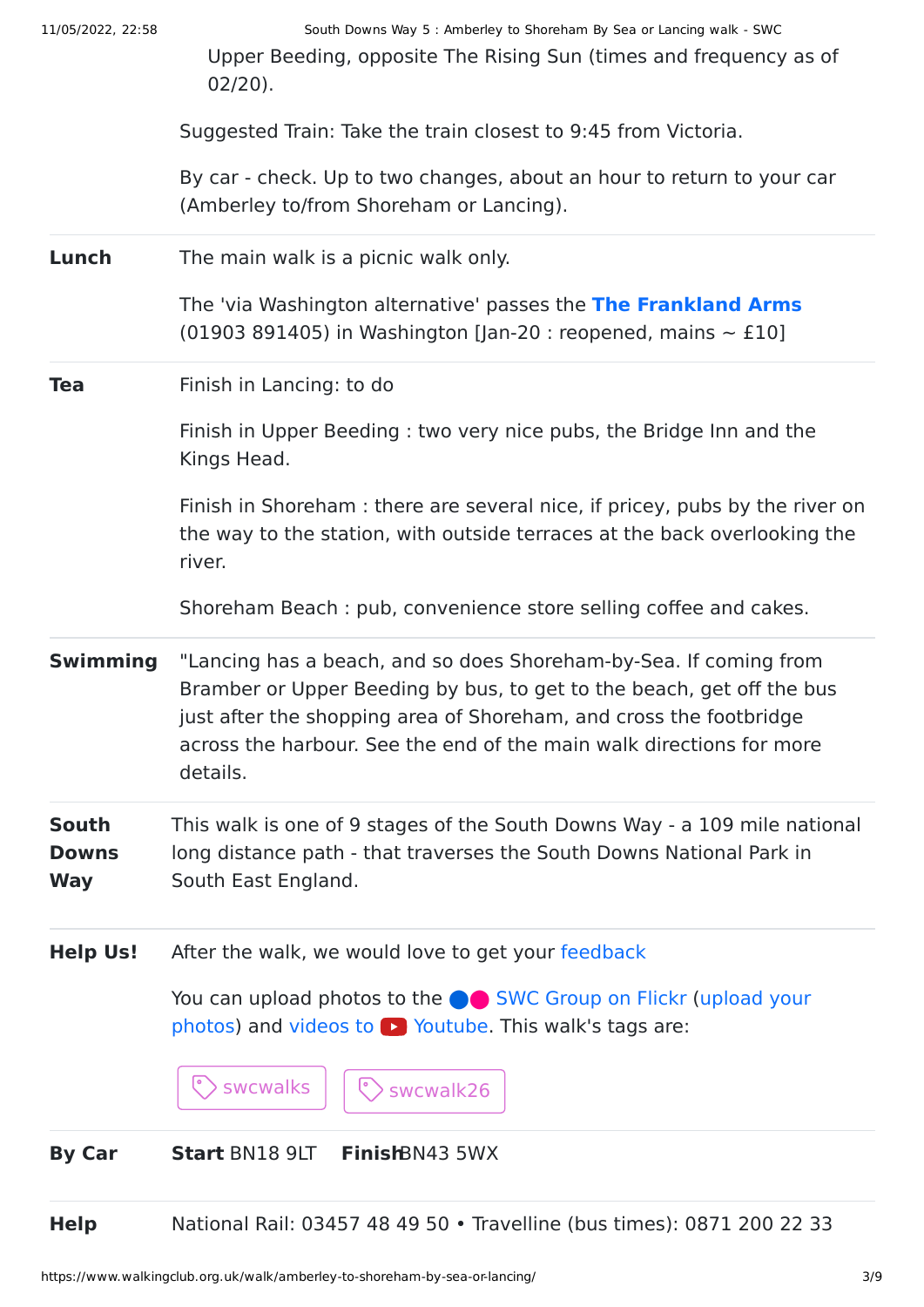Upper Beeding, opposite The Rising Sun (times and frequency as of 02/20).

Suggested Train: Take the train closest to 9:45 from Victoria.

By car - check. Up to two changes, about an hour to return to your car (Amberley to/from Shoreham or Lancing).

**Lunch**

The main walk is a picnic walk only.

The 'via Washington alternative' passes the **The Frankland Arms** (01903 891405) in Washington [Jan-20 : reopened, mains ~ £10]

**Tea**

Finish in Lancing: to do

Finish in Upper Beeding : two very nice pubs, the Bridge Inn and the Kings Head.

Finish in Shoreham : there are several nice, if pricey, pubs by the river on the way to the station, with outside terraces at the back overlooking the river.

Shoreham Beach : pub, convenience store selling coffee and cakes.

**Swimming**

"Lancing has a beach, and so does Shoreham-by-Sea. If coming from Bramber or Upper Beeding by bus, to get to the beach, get off the bus just after the shopping area of Shoreham, and cross the footbridge across the harbour. See the end of the main walk directions for more details.

**South Downs Way**

This walk is one of 9 stages of the South Downs Way - a 109 mile national long distance path - that traverses the South Downs National Park in South East England.

**Help Us!**

After the walk, we would love to get your feedback

You can upload photos to the SWC Group on Flickr (upload your photos) and videos to Youtube. This walk's tags are:

swcwalks swcwalk26

**By Car**

**Start** BN18 9LT **Finish** BN43 5WX

**Help**

National Rail: 03457 48 49 50 • Travelline (bus times): 0871 200 22 33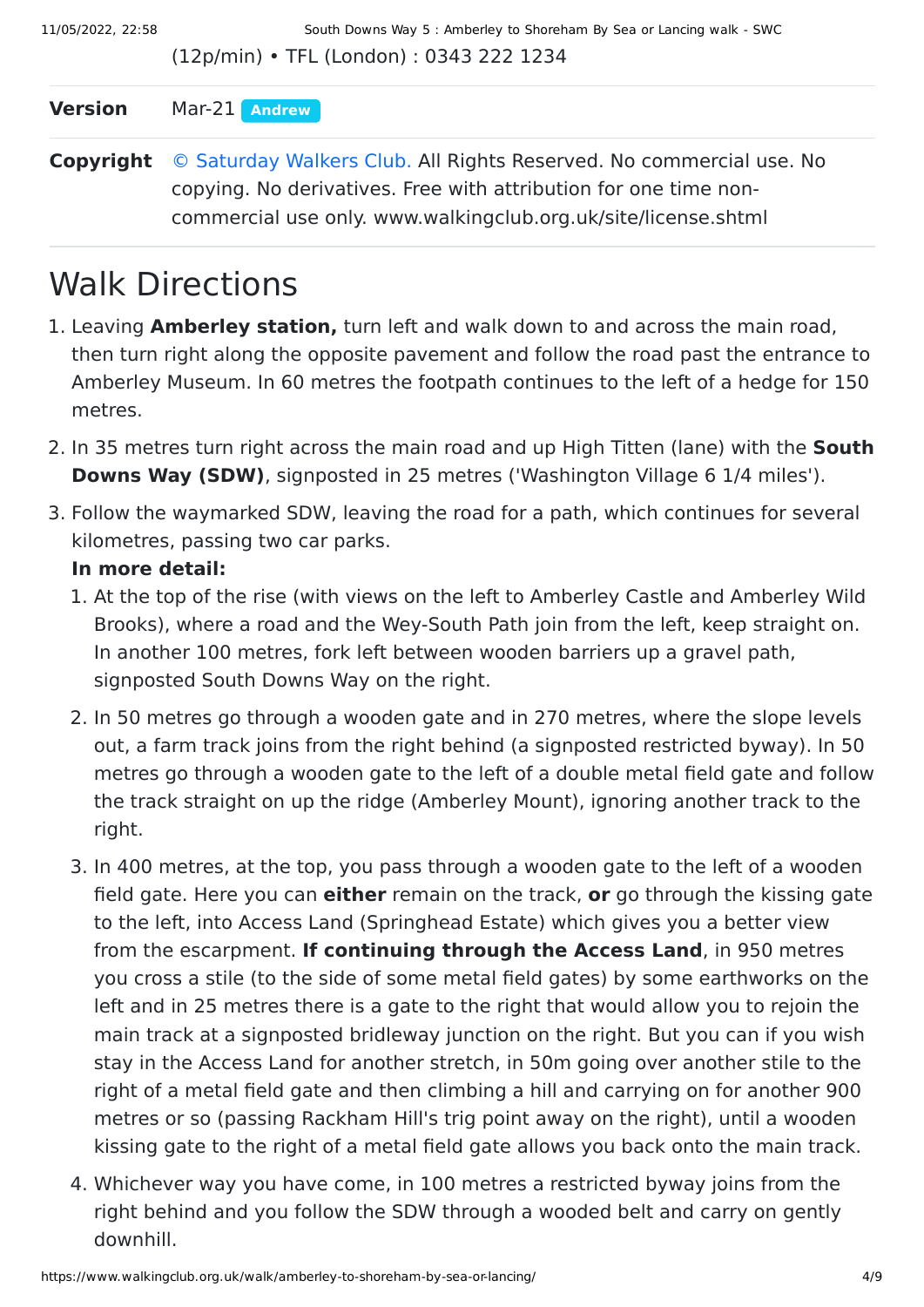(12p/min) • TFL (London) : 0343 222 1234

**Version** Mar-21 Andrew

**Copyright** © Saturday Walkers Club. All Rights Reserved. No commercial use. No copying. No derivatives. Free with attribution for one time non-commercial use only. www.walkingclub.org.uk/site/license.shtml

# Walk Directions

1. Leaving **Amberley station,** turn left and walk down to and across the main road, then turn right along the opposite pavement and follow the road past the entrance to Amberley Museum. In 60 metres the footpath continues to the left of a hedge for 150 metres.
2. In 35 metres turn right across the main road and up High Titten (lane) with the **South Downs Way (SDW)**, signposted in 25 metres ('Washington Village 6 1/4 miles').
3. Follow the waymarked SDW, leaving the road for a path, which continues for several kilometres, passing two car parks.

   **In more detail:**

   1. At the top of the rise (with views on the left to Amberley Castle and Amberley Wild Brooks), where a road and the Wey-South Path join from the left, keep straight on. In another 100 metres, fork left between wooden barriers up a gravel path, signposted South Downs Way on the right.
   2. In 50 metres go through a wooden gate and in 270 metres, where the slope levels out, a farm track joins from the right behind (a signposted restricted byway). In 50 metres go through a wooden gate to the left of a double metal field gate and follow the track straight on up the ridge (Amberley Mount), ignoring another track to the right.
   3. In 400 metres, at the top, you pass through a wooden gate to the left of a wooden field gate. Here you can **either** remain on the track, **or** go through the kissing gate to the left, into Access Land (Springhead Estate) which gives you a better view from the escarpment. **If continuing through the Access Land**, in 950 metres you cross a stile (to the side of some metal field gates) by some earthworks on the left and in 25 metres there is a gate to the right that would allow you to rejoin the main track at a signposted bridleway junction on the right. But you can if you wish stay in the Access Land for another stretch, in 50m going over another stile to the right of a metal field gate and then climbing a hill and carrying on for another 900 metres or so (passing Rackham Hill's trig point away on the right), until a wooden kissing gate to the right of a metal field gate allows you back onto the main track.
   4. Whichever way you have come, in 100 metres a restricted byway joins from the right behind and you follow the SDW through a wooded belt and carry on gently downhill.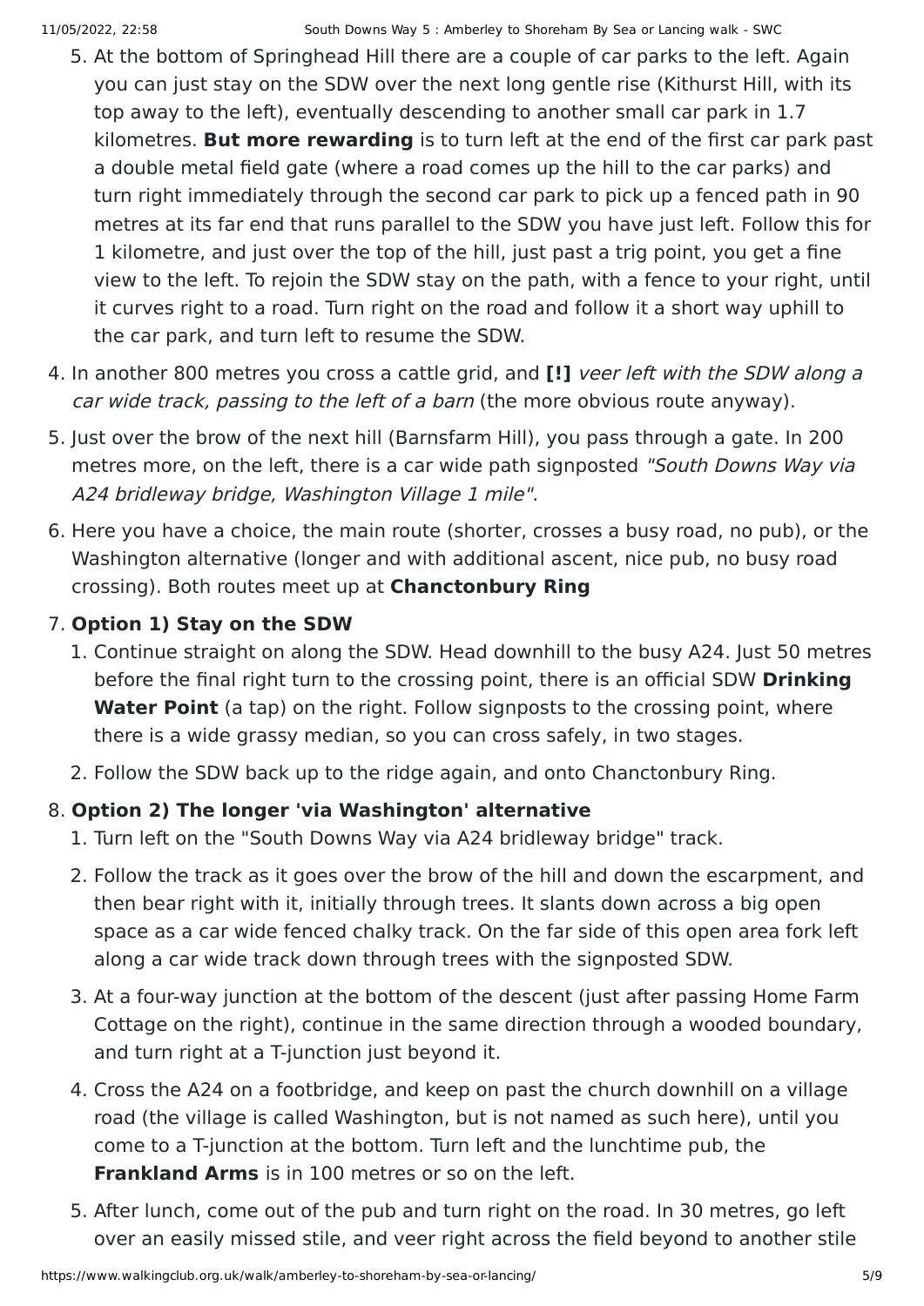5. At the bottom of Springhead Hill there are a couple of car parks to the left. Again you can just stay on the SDW over the next long gentle rise (Kithurst Hill, with its top away to the left), eventually descending to another small car park in 1.7 kilometres. **But more rewarding** is to turn left at the end of the first car park past a double metal field gate (where a road comes up the hill to the car parks) and turn right immediately through the second car park to pick up a fenced path in 90 metres at its far end that runs parallel to the SDW you have just left. Follow this for 1 kilometre, and just over the top of the hill, just past a trig point, you get a fine view to the left. To rejoin the SDW stay on the path, with a fence to your right, until it curves right to a road. Turn right on the road and follow it a short way uphill to the car park, and turn left to resume the SDW.

4. In another 800 metres you cross a cattle grid, and **[!]** *veer left with the SDW along a car wide track, passing to the left of a barn* (the more obvious route anyway).
5. Just over the brow of the next hill (Barnsfarm Hill), you pass through a gate. In 200 metres more, on the left, there is a car wide path signposted *"South Downs Way via A24 bridleway bridge, Washington Village 1 mile".*
6. Here you have a choice, the main route (shorter, crosses a busy road, no pub), or the Washington alternative (longer and with additional ascent, nice pub, no busy road crossing). Both routes meet up at **Chanctonbury Ring**
7. **Option 1) Stay on the SDW**
    1. Continue straight on along the SDW. Head downhill to the busy A24. Just 50 metres before the final right turn to the crossing point, there is an official SDW **Drinking Water Point** (a tap) on the right. Follow signposts to the crossing point, where there is a wide grassy median, so you can cross safely, in two stages.
    2. Follow the SDW back up to the ridge again, and onto Chanctonbury Ring.
8. **Option 2) The longer 'via Washington' alternative**
    1. Turn left on the "South Downs Way via A24 bridleway bridge" track.
    2. Follow the track as it goes over the brow of the hill and down the escarpment, and then bear right with it, initially through trees. It slants down across a big open space as a car wide fenced chalky track. On the far side of this open area fork left along a car wide track down through trees with the signposted SDW.
    3. At a four-way junction at the bottom of the descent (just after passing Home Farm Cottage on the right), continue in the same direction through a wooded boundary, and turn right at a T-junction just beyond it.
    4. Cross the A24 on a footbridge, and keep on past the church downhill on a village road (the village is called Washington, but is not named as such here), until you come to a T-junction at the bottom. Turn left and the lunchtime pub, the **Frankland Arms** is in 100 metres or so on the left.
    5. After lunch, come out of the pub and turn right on the road. In 30 metres, go left over an easily missed stile, and veer right across the field beyond to another stile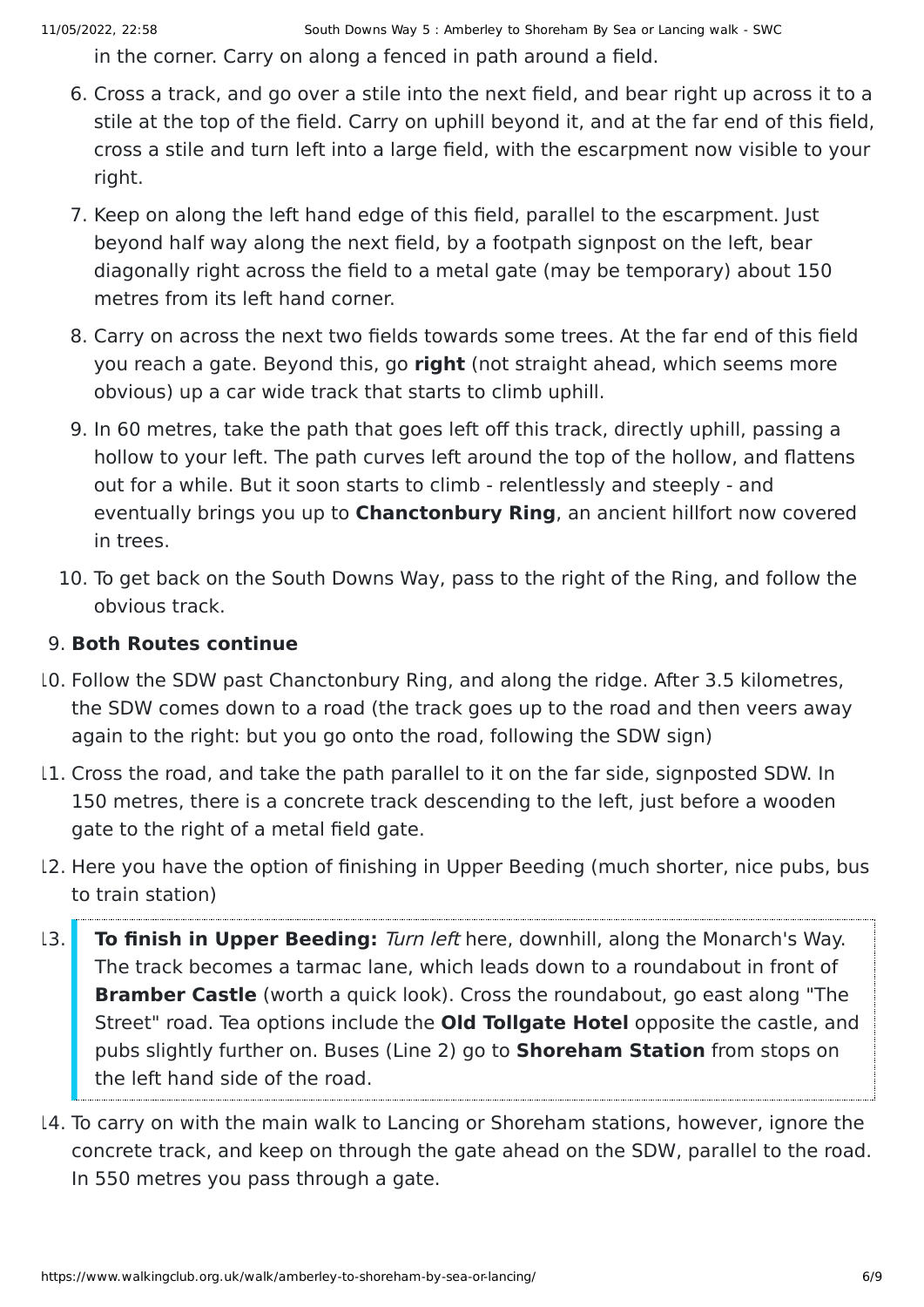in the corner. Carry on along a fenced in path around a field.

6. Cross a track, and go over a stile into the next field, and bear right up across it to a stile at the top of the field. Carry on uphill beyond it, and at the far end of this field, cross a stile and turn left into a large field, with the escarpment now visible to your right.
7. Keep on along the left hand edge of this field, parallel to the escarpment. Just beyond half way along the next field, by a footpath signpost on the left, bear diagonally right across the field to a metal gate (may be temporary) about 150 metres from its left hand corner.
8. Carry on across the next two fields towards some trees. At the far end of this field you reach a gate. Beyond this, go **right** (not straight ahead, which seems more obvious) up a car wide track that starts to climb uphill.
9. In 60 metres, take the path that goes left off this track, directly uphill, passing a hollow to your left. The path curves left around the top of the hollow, and flattens out for a while. But it soon starts to climb - relentlessly and steeply - and eventually brings you up to **Chanctonbury Ring**, an ancient hillfort now covered in trees.
10. To get back on the South Downs Way, pass to the right of the Ring, and follow the obvious track.

9. **Both Routes continue**
10. Follow the SDW past Chanctonbury Ring, and along the ridge. After 3.5 kilometres, the SDW comes down to a road (the track goes up to the road and then veers away again to the right: but you go onto the road, following the SDW sign)
11. Cross the road, and take the path parallel to it on the far side, signposted SDW. In 150 metres, there is a concrete track descending to the left, just before a wooden gate to the right of a metal field gate.
12. Here you have the option of finishing in Upper Beeding (much shorter, nice pubs, bus to train station)
13. **To finish in Upper Beeding:** *Turn left* here, downhill, along the Monarch's Way. The track becomes a tarmac lane, which leads down to a roundabout in front of **Bramber Castle** (worth a quick look). Cross the roundabout, go east along "The Street" road. Tea options include the **Old Tollgate Hotel** opposite the castle, and pubs slightly further on. Buses (Line 2) go to **Shoreham Station** from stops on the left hand side of the road.
14. To carry on with the main walk to Lancing or Shoreham stations, however, ignore the concrete track, and keep on through the gate ahead on the SDW, parallel to the road. In 550 metres you pass through a gate.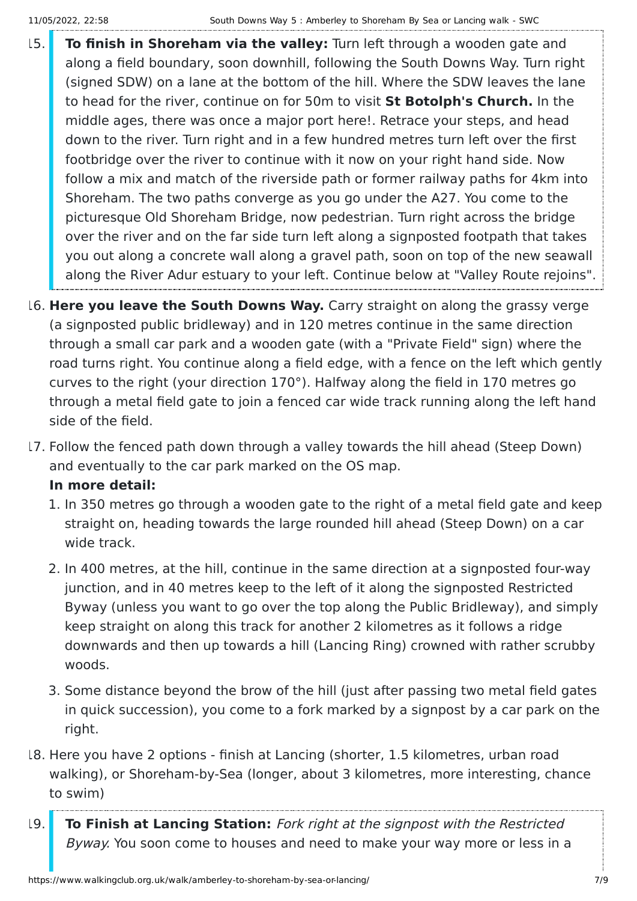15. **To finish in Shoreham via the valley:** Turn left through a wooden gate and along a field boundary, soon downhill, following the South Downs Way. Turn right (signed SDW) on a lane at the bottom of the hill. Where the SDW leaves the lane to head for the river, continue on for 50m to visit **St Botolph's Church.** In the middle ages, there was once a major port here!. Retrace your steps, and head down to the river. Turn right and in a few hundred metres turn left over the first footbridge over the river to continue with it now on your right hand side. Now follow a mix and match of the riverside path or former railway paths for 4km into Shoreham. The two paths converge as you go under the A27. You come to the picturesque Old Shoreham Bridge, now pedestrian. Turn right across the bridge over the river and on the far side turn left along a signposted footpath that takes you out along a concrete wall along a gravel path, soon on top of the new seawall along the River Adur estuary to your left. Continue below at "Valley Route rejoins".

16. **Here you leave the South Downs Way.** Carry straight on along the grassy verge (a signposted public bridleway) and in 120 metres continue in the same direction through a small car park and a wooden gate (with a "Private Field" sign) where the road turns right. You continue along a field edge, with a fence on the left which gently curves to the right (your direction 170°). Halfway along the field in 170 metres go through a metal field gate to join a fenced car wide track running along the left hand side of the field.

17. Follow the fenced path down through a valley towards the hill ahead (Steep Down) and eventually to the car park marked on the OS map.

    **In more detail:**

    1. In 350 metres go through a wooden gate to the right of a metal field gate and keep straight on, heading towards the large rounded hill ahead (Steep Down) on a car wide track.
    2. In 400 metres, at the hill, continue in the same direction at a signposted four-way junction, and in 40 metres keep to the left of it along the signposted Restricted Byway (unless you want to go over the top along the Public Bridleway), and simply keep straight on along this track for another 2 kilometres as it follows a ridge downwards and then up towards a hill (Lancing Ring) crowned with rather scrubby woods.
    3. Some distance beyond the brow of the hill (just after passing two metal field gates in quick succession), you come to a fork marked by a signpost by a car park on the right.

18. Here you have 2 options - finish at Lancing (shorter, 1.5 kilometres, urban road walking), or Shoreham-by-Sea (longer, about 3 kilometres, more interesting, chance to swim)

19. **To Finish at Lancing Station:** *Fork right at the signpost with the Restricted Byway.* You soon come to houses and need to make your way more or less in a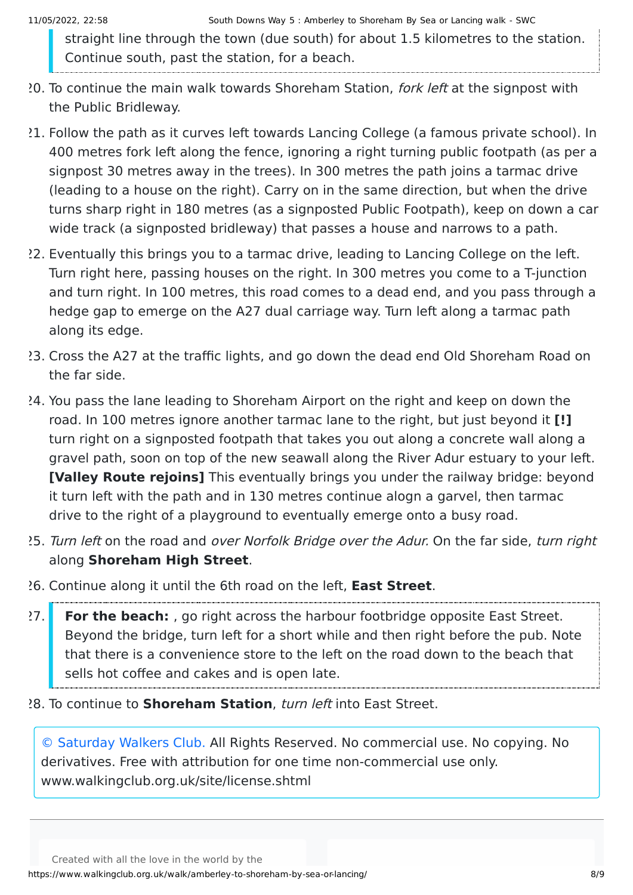> straight line through the town (due south) for about 1.5 kilometres to the station. Continue south, past the station, for a beach.

20. To continue the main walk towards Shoreham Station, *fork left* at the signpost with the Public Bridleway.
21. Follow the path as it curves left towards Lancing College (a famous private school). In 400 metres fork left along the fence, ignoring a right turning public footpath (as per a signpost 30 metres away in the trees). In 300 metres the path joins a tarmac drive (leading to a house on the right). Carry on in the same direction, but when the drive turns sharp right in 180 metres (as a signposted Public Footpath), keep on down a car wide track (a signposted bridleway) that passes a house and narrows to a path.
22. Eventually this brings you to a tarmac drive, leading to Lancing College on the left. Turn right here, passing houses on the right. In 300 metres you come to a T-junction and turn right. In 100 metres, this road comes to a dead end, and you pass through a hedge gap to emerge on the A27 dual carriage way. Turn left along a tarmac path along its edge.
23. Cross the A27 at the traffic lights, and go down the dead end Old Shoreham Road on the far side.
24. You pass the lane leading to Shoreham Airport on the right and keep on down the road. In 100 metres ignore another tarmac lane to the right, but just beyond it **[!]** turn right on a signposted footpath that takes you out along a concrete wall along a gravel path, soon on top of the new seawall along the River Adur estuary to your left. **[Valley Route rejoins]** This eventually brings you under the railway bridge: beyond it turn left with the path and in 130 metres continue alogn a garvel, then tarmac drive to the right of a playground to eventually emerge onto a busy road.
25. *Turn left* on the road and *over Norfolk Bridge over the Adur.* On the far side, *turn right* along **Shoreham High Street**.
26. Continue along it until the 6th road on the left, **East Street**.
27. > **For the beach:** , go right across the harbour footbridge opposite East Street. Beyond the bridge, turn left for a short while and then right before the pub. Note that there is a convenience store to the left on the road down to the beach that sells hot coffee and cakes and is open late.
28. To continue to **Shoreham Station**, *turn left* into East Street.

© Saturday Walkers Club. All Rights Reserved. No commercial use. No copying. No derivatives. Free with attribution for one time non-commercial use only. www.walkingclub.org.uk/site/license.shtml

Created with all the love in the world by the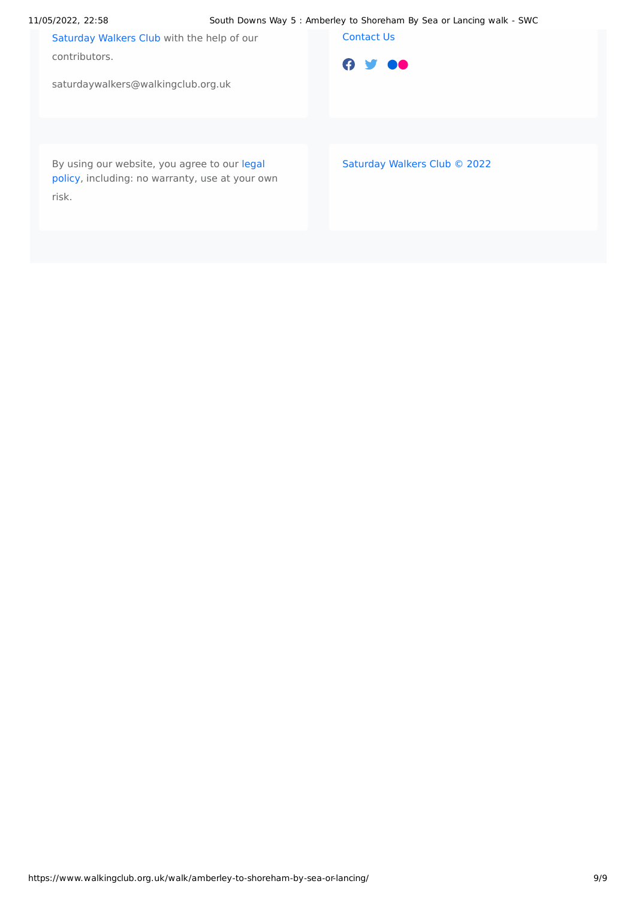Saturday Walkers Club with the help of our contributors.

saturdaywalkers@walkingclub.org.uk

Contact Us

By using our website, you agree to our legal policy, including: no warranty, use at your own risk.

Saturday Walkers Club © 2022